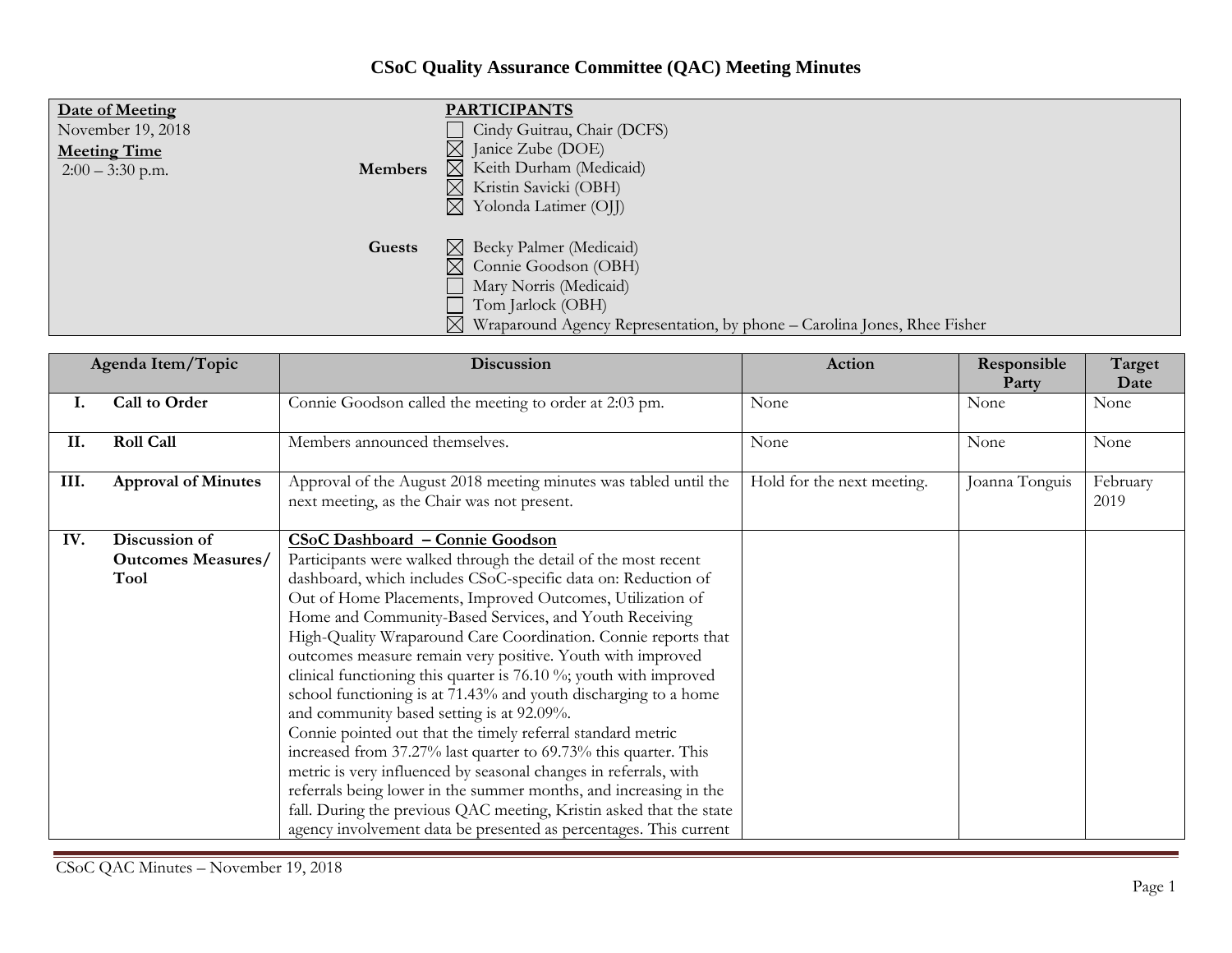# CSoC Quality Assurance Committee (QAC) Meeting Minutes

| **Date of Meeting** | | **PARTICIPANTS** |
|---|---|---|
| November 19, 2018 | **Members** | ☐ Cindy Guitrau, Chair (DCFS) |
| **Meeting Time** | | ☒ Janice Zube (DOE) |
| 2:00 – 3:30 p.m. | | ☒ Keith Durham (Medicaid) |
| | | ☒ Kristin Savicki (OBH) |
| | | ☒ Yolonda Latimer (OJJ) |
| | **Guests** | ☒ Becky Palmer (Medicaid) |
| | | ☒ Connie Goodson (OBH) |
| | | ☐ Mary Norris (Medicaid) |
| | | ☐ Tom Jarlock (OBH) |
| | | ☒ Wraparound Agency Representation, by phone – Carolina Jones, Rhee Fisher |

| Agenda Item/Topic | | Discussion | Action | Responsible Party | Target Date |
|---|---|---|---|---|---|
| **I.** | **Call to Order** | Connie Goodson called the meeting to order at 2:03 pm. | None | None | None |
| **II.** | **Roll Call** | Members announced themselves. | None | None | None |
| **III.** | **Approval of Minutes** | Approval of the August 2018 meeting minutes was tabled until the next meeting, as the Chair was not present. | Hold for the next meeting. | Joanna Tonguis | February 2019 |
| **IV.** | **Discussion of Outcomes Measures/ Tool** | **CSoC Dashboard – Connie Goodson**<br>Participants were walked through the detail of the most recent dashboard, which includes CSoC-specific data on: Reduction of Out of Home Placements, Improved Outcomes, Utilization of Home and Community-Based Services, and Youth Receiving High-Quality Wraparound Care Coordination. Connie reports that outcomes measure remain very positive. Youth with improved clinical functioning this quarter is 76.10 %; youth with improved school functioning is at 71.43% and youth discharging to a home and community based setting is at 92.09%.<br>Connie pointed out that the timely referral standard metric increased from 37.27% last quarter to 69.73% this quarter. This metric is very influenced by seasonal changes in referrals, with referrals being lower in the summer months, and increasing in the fall. During the previous QAC meeting, Kristin asked that the state agency involvement data be presented as percentages. This current | | | |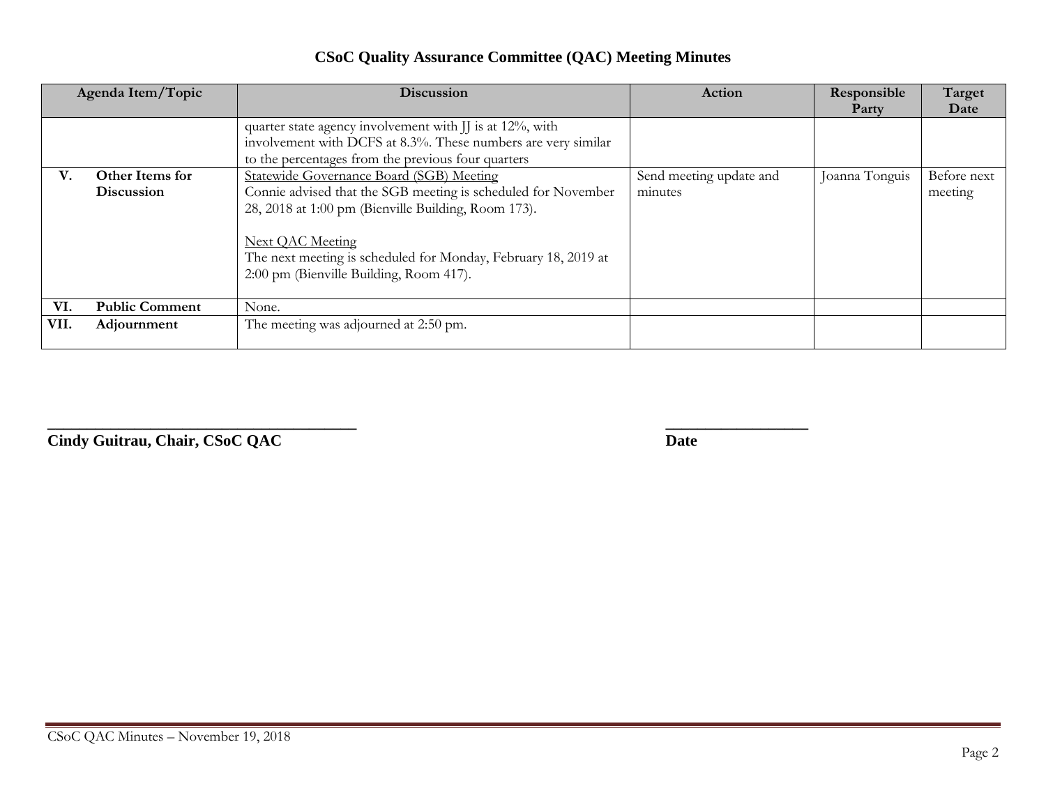# CSoC Quality Assurance Committee (QAC) Meeting Minutes

| Agenda Item/Topic | Discussion | Action | Responsible Party | Target Date |
|---|---|---|---|---|
| | quarter state agency involvement with JJ is at 12%, with involvement with DCFS at 8.3%. These numbers are very similar to the percentages from the previous four quarters | | | |
| **V. Other Items for Discussion** | Statewide Governance Board (SGB) Meeting<br>Connie advised that the SGB meeting is scheduled for November 28, 2018 at 1:00 pm (Bienville Building, Room 173).<br><br>Next QAC Meeting<br>The next meeting is scheduled for Monday, February 18, 2019 at 2:00 pm (Bienville Building, Room 417). | Send meeting update and minutes | Joanna Tonguis | Before next meeting |
| **VI. Public Comment** | None. | | | |
| **VII. Adjournment** | The meeting was adjourned at 2:50 pm. | | | |

______________________________________ 
**Cindy Guitrau, Chair, CSoC QAC**

_________________ 
**Date**

CSoC QAC Minutes – November 19, 2018